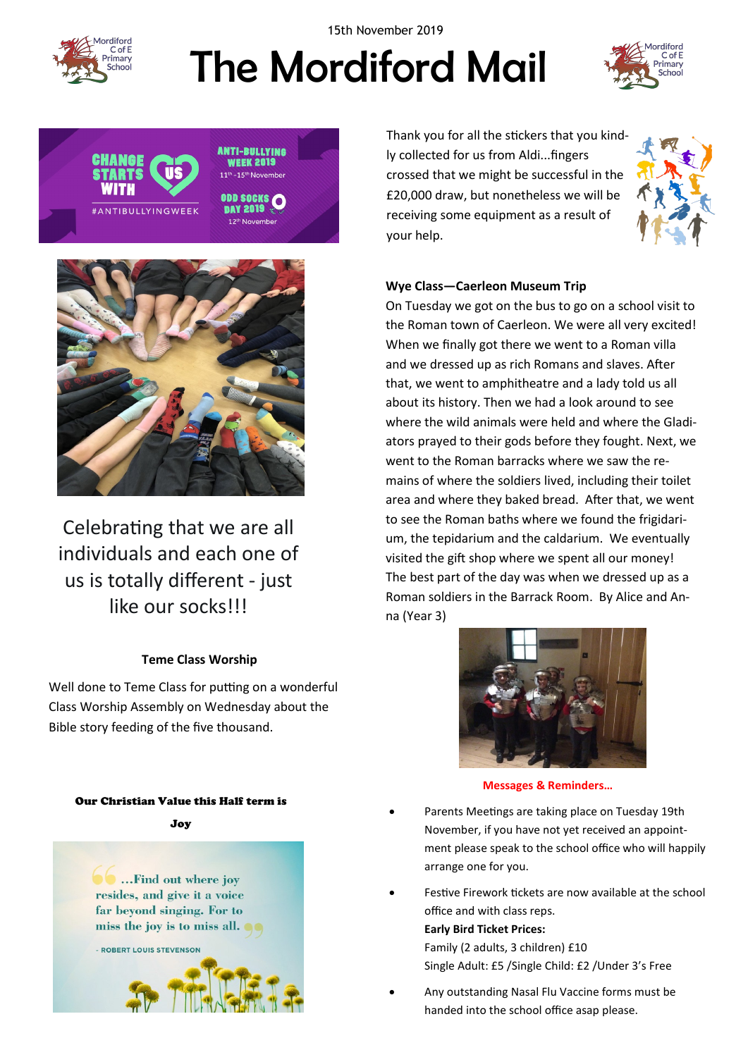15th November 2019

# The Mordiford Mail

CHANGE STARTS WITH US

ANTI-BULLYING WEEK 2019
11th - 15th November

ODD SOCKS DAY 2019
12th November

#ANTIBULLYINGWEEK

Celebrating that we are all individuals and each one of us is totally different - just like our socks!!!

### Teme Class Worship

Well done to Teme Class for putting on a wonderful Class Worship Assembly on Wednesday about the Bible story feeding of the five thousand.

### Our Christian Value this Half term is Joy

"...Find out where joy resides, and give it a voice far beyond singing. For to miss the joy is to miss all."

- ROBERT LOUIS STEVENSON

Thank you for all the stickers that you kindly collected for us from Aldi...fingers crossed that we might be successful in the £20,000 draw, but nonetheless we will be receiving some equipment as a result of your help.

### Wye Class—Caerleon Museum Trip

On Tuesday we got on the bus to go on a school visit to the Roman town of Caerleon. We were all very excited! When we finally got there we went to a Roman villa and we dressed up as rich Romans and slaves. After that, we went to amphitheatre and a lady told us all about its history. Then we had a look around to see where the wild animals were held and where the Gladiators prayed to their gods before they fought. Next, we went to the Roman barracks where we saw the remains of where the soldiers lived, including their toilet area and where they baked bread. After that, we went to see the Roman baths where we found the frigidarium, the tepidarium and the caldarium. We eventually visited the gift shop where we spent all our money! The best part of the day was when we dressed up as a Roman soldiers in the Barrack Room. By Alice and Anna (Year 3)

### Messages & Reminders...

- Parents Meetings are taking place on Tuesday 19th November, if you have not yet received an appointment please speak to the school office who will happily arrange one for you.
- Festive Firework tickets are now available at the school office and with class reps.
  **Early Bird Ticket Prices:**
  Family (2 adults, 3 children) £10
  Single Adult: £5 /Single Child: £2 /Under 3's Free
- Any outstanding Nasal Flu Vaccine forms must be handed into the school office asap please.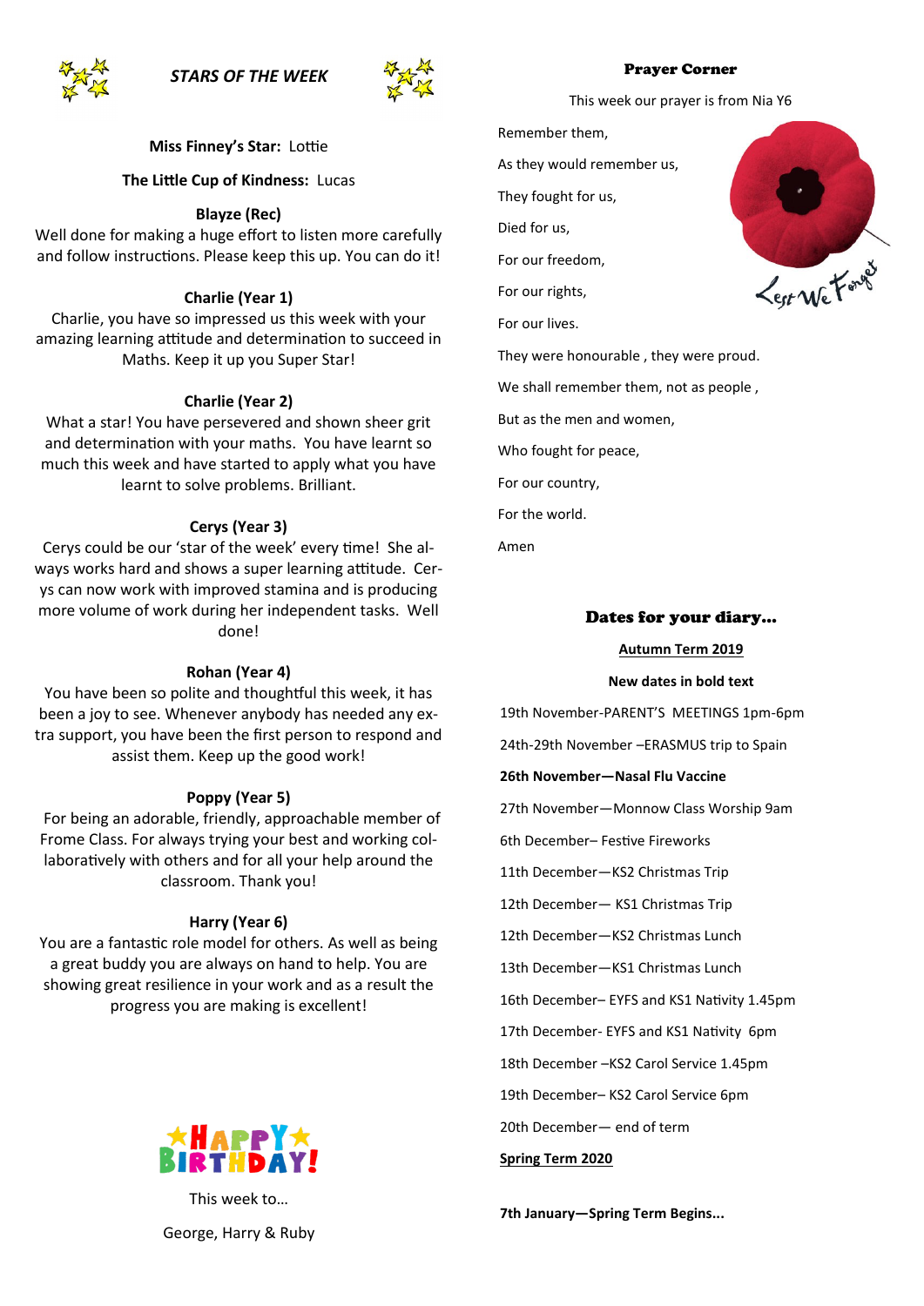## *STARS OF THE WEEK*

**Miss Finney's Star:** Lottie

**The Little Cup of Kindness:** Lucas

**Blayze (Rec)**
Well done for making a huge effort to listen more carefully and follow instructions. Please keep this up. You can do it!

**Charlie (Year 1)**
Charlie, you have so impressed us this week with your amazing learning attitude and determination to succeed in Maths. Keep it up you Super Star!

**Charlie (Year 2)**
What a star! You have persevered and shown sheer grit and determination with your maths. You have learnt so much this week and have started to apply what you have learnt to solve problems. Brilliant.

**Cerys (Year 3)**
Cerys could be our 'star of the week' every time! She always works hard and shows a super learning attitude. Cerys can now work with improved stamina and is producing more volume of work during her independent tasks. Well done!

**Rohan (Year 4)**
You have been so polite and thoughtful this week, it has been a joy to see. Whenever anybody has needed any extra support, you have been the first person to respond and assist them. Keep up the good work!

**Poppy (Year 5)**
For being an adorable, friendly, approachable member of Frome Class. For always trying your best and working collaboratively with others and for all your help around the classroom. Thank you!

**Harry (Year 6)**
You are a fantastic role model for others. As well as being a great buddy you are always on hand to help. You are showing great resilience in your work and as a result the progress you are making is excellent!

HAPPY BIRTHDAY!

This week to...

George, Harry & Ruby

## Prayer Corner

This week our prayer is from Nia Y6

Remember them,
As they would remember us,
They fought for us,
Died for us,
For our freedom,
For our rights,
For our lives.
They were honourable , they were proud.
We shall remember them, not as people ,
But as the men and women,
Who fought for peace,
For our country,
For the world.
Amen

Lest We Forget

## Dates for your diary...

**Autumn Term 2019**

**New dates in bold text**

19th November-PARENT'S MEETINGS 1pm-6pm

24th-29th November –ERASMUS trip to Spain

**26th November—Nasal Flu Vaccine**

27th November—Monnow Class Worship 9am

6th December– Festive Fireworks

11th December—KS2 Christmas Trip

12th December— KS1 Christmas Trip

12th December—KS2 Christmas Lunch

13th December—KS1 Christmas Lunch

16th December– EYFS and KS1 Nativity 1.45pm

17th December- EYFS and KS1 Nativity 6pm

18th December –KS2 Carol Service 1.45pm

19th December– KS2 Carol Service 6pm

20th December— end of term

**Spring Term 2020**

**7th January—Spring Term Begins...**